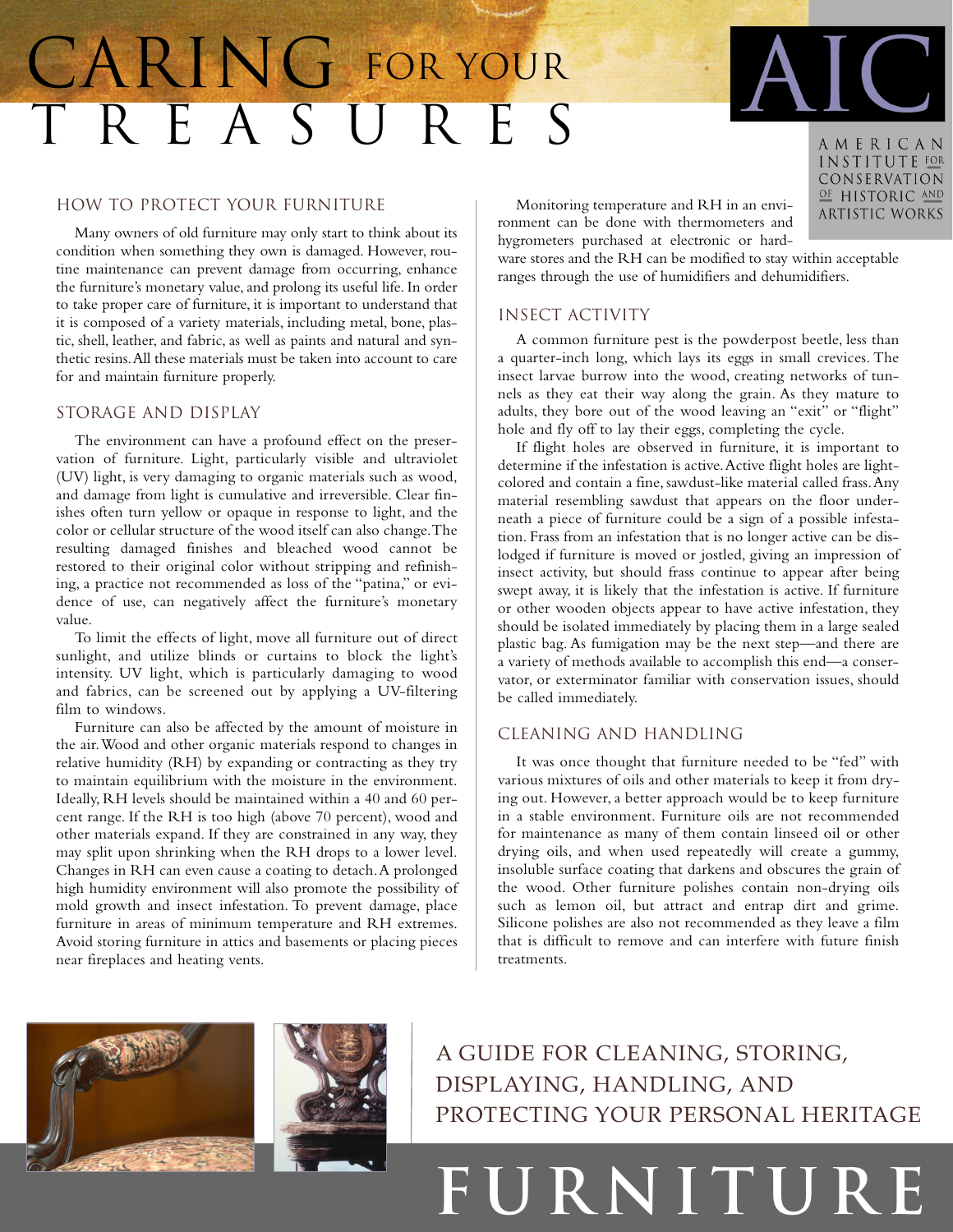# CARING FOR YOUR TREASURES

AMERICAN INSTITUTE FOR CONSERVATION OF HISTORIC AND ARTISTIC WORKS

## HOW TO PROTECT YOUR FURNITURE

Many owners of old furniture may only start to think about its condition when something they own is damaged. However, routine maintenance can prevent damage from occurring, enhance the furniture's monetary value, and prolong its useful life. In order to take proper care of furniture, it is important to understand that it is composed of a variety materials, including metal, bone, plastic, shell, leather, and fabric, as well as paints and natural and synthetic resins. All these materials must be taken into account to care for and maintain furniture properly.

## STORAGE AND DISPLAY

The environment can have a profound effect on the preservation of furniture. Light, particularly visible and ultraviolet (UV) light, is very damaging to organic materials such as wood, and damage from light is cumulative and irreversible. Clear finishes often turn yellow or opaque in response to light, and the color or cellular structure of the wood itself can also change. The resulting damaged finishes and bleached wood cannot be restored to their original color without stripping and refinishing, a practice not recommended as loss of the "patina," or evidence of use, can negatively affect the furniture's monetary value.

To limit the effects of light, move all furniture out of direct sunlight, and utilize blinds or curtains to block the light's intensity. UV light, which is particularly damaging to wood and fabrics, can be screened out by applying a UV-filtering film to windows.

Furniture can also be affected by the amount of moisture in the air. Wood and other organic materials respond to changes in relative humidity (RH) by expanding or contracting as they try to maintain equilibrium with the moisture in the environment. Ideally, RH levels should be maintained within a 40 and 60 percent range. If the RH is too high (above 70 percent), wood and other materials expand. If they are constrained in any way, they may split upon shrinking when the RH drops to a lower level. Changes in RH can even cause a coating to detach. A prolonged high humidity environment will also promote the possibility of mold growth and insect infestation. To prevent damage, place furniture in areas of minimum temperature and RH extremes. Avoid storing furniture in attics and basements or placing pieces near fireplaces and heating vents.

Monitoring temperature and RH in an environment can be done with thermometers and hygrometers purchased at electronic or hardware stores and the RH can be modified to stay within acceptable ranges through the use of humidifiers and dehumidifiers.

## INSECT ACTIVITY

A common furniture pest is the powderpost beetle, less than a quarter-inch long, which lays its eggs in small crevices. The insect larvae burrow into the wood, creating networks of tunnels as they eat their way along the grain. As they mature to adults, they bore out of the wood leaving an "exit" or "flight" hole and fly off to lay their eggs, completing the cycle.

If flight holes are observed in furniture, it is important to determine if the infestation is active. Active flight holes are light-colored and contain a fine, sawdust-like material called frass. Any material resembling sawdust that appears on the floor underneath a piece of furniture could be a sign of a possible infestation. Frass from an infestation that is no longer active can be dislodged if furniture is moved or jostled, giving an impression of insect activity, but should frass continue to appear after being swept away, it is likely that the infestation is active. If furniture or other wooden objects appear to have active infestation, they should be isolated immediately by placing them in a large sealed plastic bag. As fumigation may be the next step—and there are a variety of methods available to accomplish this end—a conservator, or exterminator familiar with conservation issues, should be called immediately.

## CLEANING AND HANDLING

It was once thought that furniture needed to be "fed" with various mixtures of oils and other materials to keep it from drying out. However, a better approach would be to keep furniture in a stable environment. Furniture oils are not recommended for maintenance as many of them contain linseed oil or other drying oils, and when used repeatedly will create a gummy, insoluble surface coating that darkens and obscures the grain of the wood. Other furniture polishes contain non-drying oils such as lemon oil, but attract and entrap dirt and grime. Silicone polishes are also not recommended as they leave a film that is difficult to remove and can interfere with future finish treatments.

A GUIDE FOR CLEANING, STORING, DISPLAYING, HANDLING, AND PROTECTING YOUR PERSONAL HERITAGE

# FURNITURE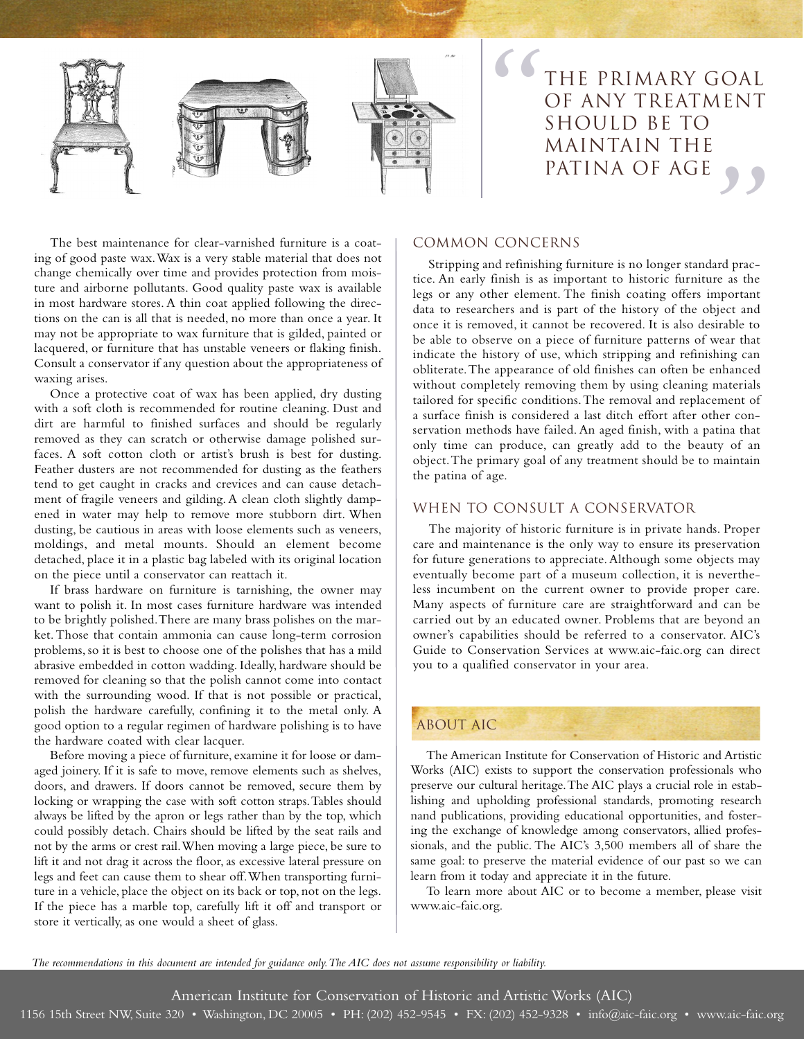> THE PRIMARY GOAL OF ANY TREATMENT SHOULD BE TO MAINTAIN THE PATINA OF AGE

The best maintenance for clear-varnished furniture is a coating of good paste wax. Wax is a very stable material that does not change chemically over time and provides protection from moisture and airborne pollutants. Good quality paste wax is available in most hardware stores. A thin coat applied following the directions on the can is all that is needed, no more than once a year. It may not be appropriate to wax furniture that is gilded, painted or lacquered, or furniture that has unstable veneers or flaking finish. Consult a conservator if any question about the appropriateness of waxing arises.

Once a protective coat of wax has been applied, dry dusting with a soft cloth is recommended for routine cleaning. Dust and dirt are harmful to finished surfaces and should be regularly removed as they can scratch or otherwise damage polished surfaces. A soft cotton cloth or artist's brush is best for dusting. Feather dusters are not recommended for dusting as the feathers tend to get caught in cracks and crevices and can cause detachment of fragile veneers and gilding. A clean cloth slightly dampened in water may help to remove more stubborn dirt. When dusting, be cautious in areas with loose elements such as veneers, moldings, and metal mounts. Should an element become detached, place it in a plastic bag labeled with its original location on the piece until a conservator can reattach it.

If brass hardware on furniture is tarnishing, the owner may want to polish it. In most cases furniture hardware was intended to be brightly polished. There are many brass polishes on the market. Those that contain ammonia can cause long-term corrosion problems, so it is best to choose one of the polishes that has a mild abrasive embedded in cotton wadding. Ideally, hardware should be removed for cleaning so that the polish cannot come into contact with the surrounding wood. If that is not possible or practical, polish the hardware carefully, confining it to the metal only. A good option to a regular regimen of hardware polishing is to have the hardware coated with clear lacquer.

Before moving a piece of furniture, examine it for loose or damaged joinery. If it is safe to move, remove elements such as shelves, doors, and drawers. If doors cannot be removed, secure them by locking or wrapping the case with soft cotton straps. Tables should always be lifted by the apron or legs rather than by the top, which could possibly detach. Chairs should be lifted by the seat rails and not by the arms or crest rail. When moving a large piece, be sure to lift it and not drag it across the floor, as excessive lateral pressure on legs and feet can cause them to shear off. When transporting furniture in a vehicle, place the object on its back or top, not on the legs. If the piece has a marble top, carefully lift it off and transport or store it vertically, as one would a sheet of glass.

## COMMON CONCERNS

Stripping and refinishing furniture is no longer standard practice. An early finish is as important to historic furniture as the legs or any other element. The finish coating offers important data to researchers and is part of the history of the object and once it is removed, it cannot be recovered. It is also desirable to be able to observe on a piece of furniture patterns of wear that indicate the history of use, which stripping and refinishing can obliterate. The appearance of old finishes can often be enhanced without completely removing them by using cleaning materials tailored for specific conditions. The removal and replacement of a surface finish is considered a last ditch effort after other conservation methods have failed. An aged finish, with a patina that only time can produce, can greatly add to the beauty of an object. The primary goal of any treatment should be to maintain the patina of age.

## WHEN TO CONSULT A CONSERVATOR

The majority of historic furniture is in private hands. Proper care and maintenance is the only way to ensure its preservation for future generations to appreciate. Although some objects may eventually become part of a museum collection, it is nevertheless incumbent on the current owner to provide proper care. Many aspects of furniture care are straightforward and can be carried out by an educated owner. Problems that are beyond an owner's capabilities should be referred to a conservator. AIC's Guide to Conservation Services at www.aic-faic.org can direct you to a qualified conservator in your area.

## ABOUT AIC

The American Institute for Conservation of Historic and Artistic Works (AIC) exists to support the conservation professionals who preserve our cultural heritage. The AIC plays a crucial role in establishing and upholding professional standards, promoting research nand publications, providing educational opportunities, and fostering the exchange of knowledge among conservators, allied professionals, and the public. The AIC's 3,500 members all of share the same goal: to preserve the material evidence of our past so we can learn from it today and appreciate it in the future.

To learn more about AIC or to become a member, please visit www.aic-faic.org.

*The recommendations in this document are intended for guidance only. The AIC does not assume responsibility or liability.*

American Institute for Conservation of Historic and Artistic Works (AIC)

1156 15th Street NW, Suite 320 • Washington, DC 20005 • PH: (202) 452-9545 • FX: (202) 452-9328 • info@aic-faic.org • www.aic-faic.org